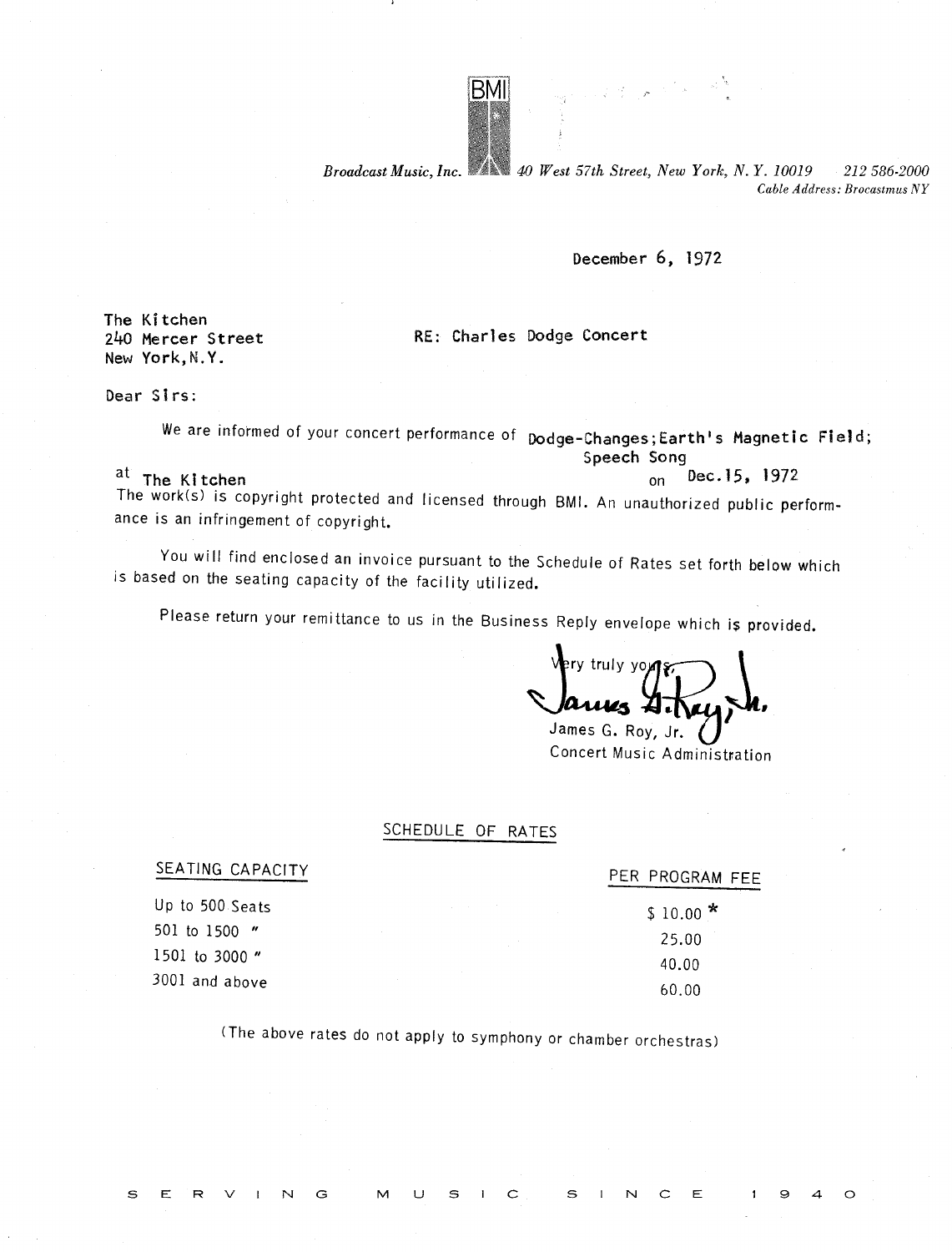BMI

*Broadcast Music, Inc.* 40 West 57th Street, New York, N.Y. 10019 212 586-2000
*Cable Address: Brocastmus NY*

December 6, 1972

The Kitchen
240 Mercer Street
New York, N.Y.

RE: Charles Dodge Concert

Dear Sirs:

We are informed of your concert performance of Dodge-Changes; Earth's Magnetic Field; Speech Song at The Kitchen on Dec. 15, 1972

The work(s) is copyright protected and licensed through BMI. An unauthorized public performance is an infringement of copyright.

You will find enclosed an invoice pursuant to the Schedule of Rates set forth below which is based on the seating capacity of the facility utilized.

Please return your remittance to us in the Business Reply envelope which is provided.

Very truly yours,

James G. Roy, Jr.
Concert Music Administration

## SCHEDULE OF RATES

| SEATING CAPACITY | PER PROGRAM FEE |
|---|---|
| Up to 500 Seats | $ 10.00 * |
| 501 to 1500 " | 25.00 |
| 1501 to 3000 " | 40.00 |
| 3001 and above | 60.00 |

(The above rates do not apply to symphony or chamber orchestras)

SERVING MUSIC SINCE 1940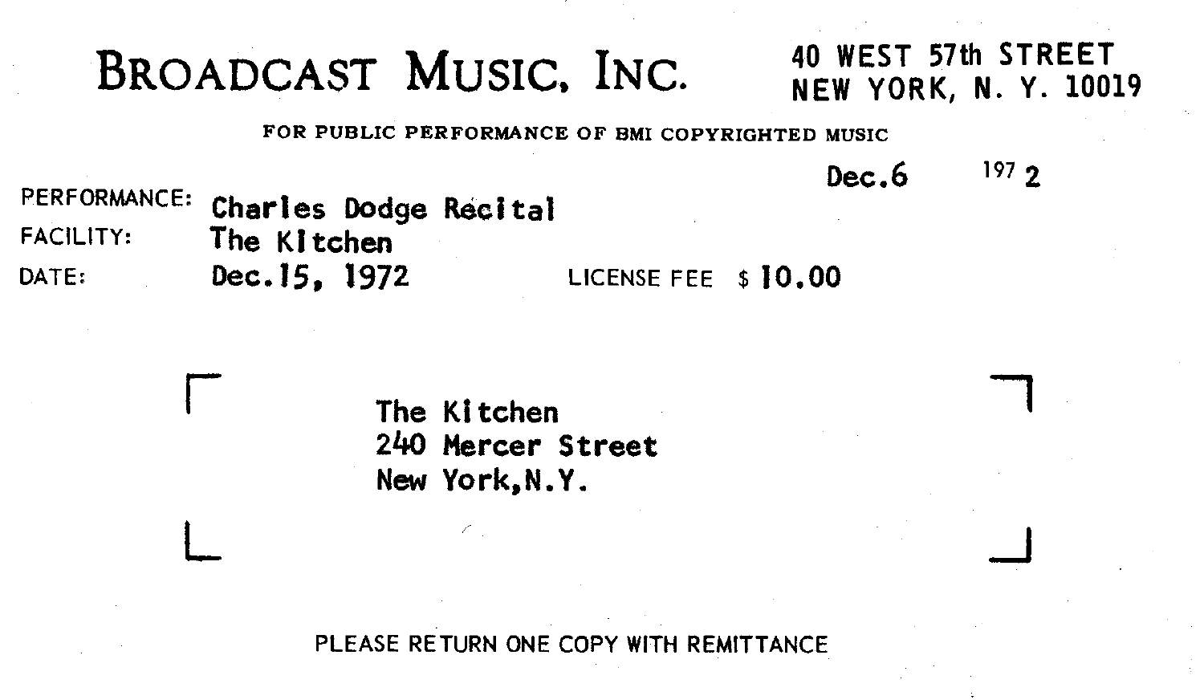# BROADCAST MUSIC, INC.

40 WEST 57th STREET
NEW YORK, N. Y. 10019

FOR PUBLIC PERFORMANCE OF BMI COPYRIGHTED MUSIC

Dec.6 1972

PERFORMANCE: Charles Dodge Recital

FACILITY: The Kitchen

DATE: Dec.15, 1972 LICENSE FEE $ 10.00

The Kitchen
240 Mercer Street
New York,N.Y.

PLEASE RETURN ONE COPY WITH REMITTANCE